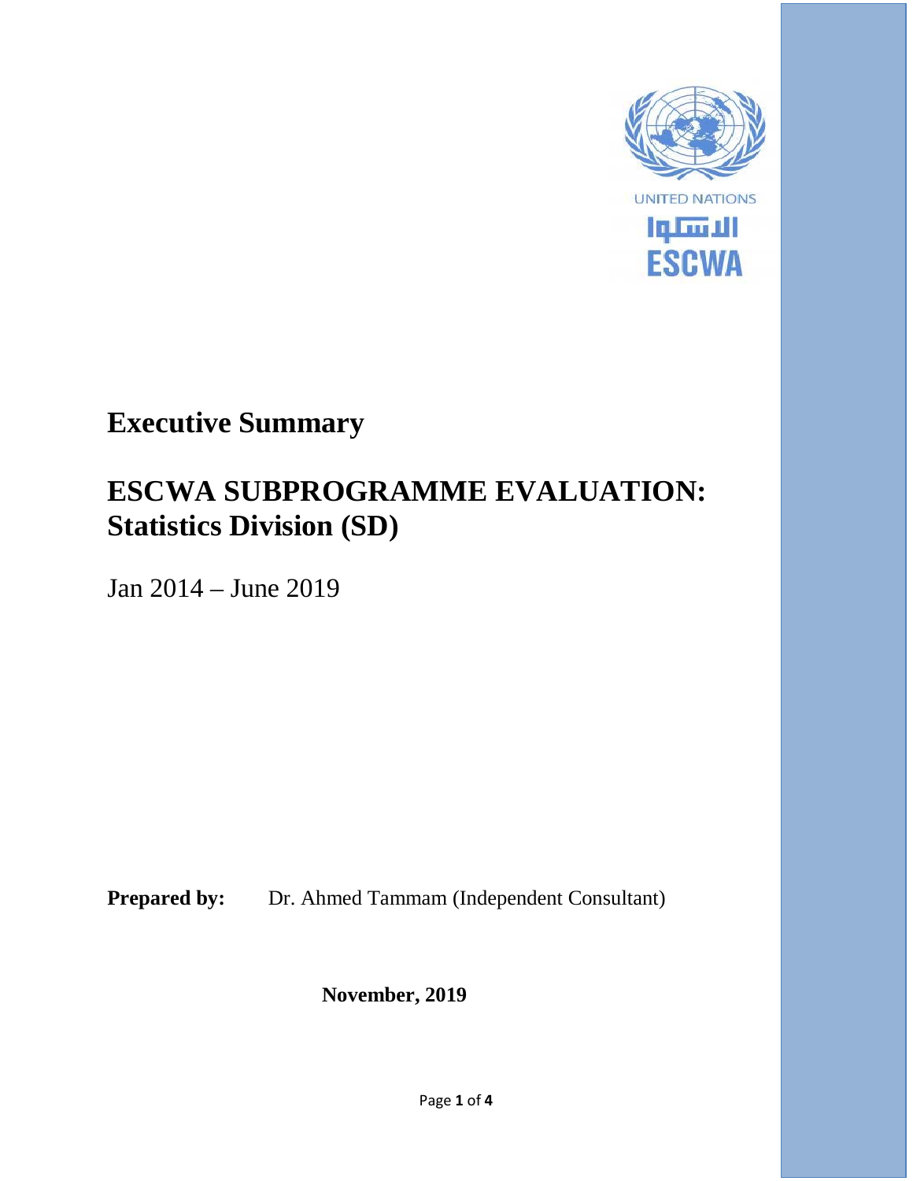UNITED NATIONS

الاسكوا

ESCWA

# Executive Summary

# ESCWA SUBPROGRAMME EVALUATION: Statistics Division (SD)

Jan 2014 – June 2019

**Prepared by:** Dr. Ahmed Tammam (Independent Consultant)

**November, 2019**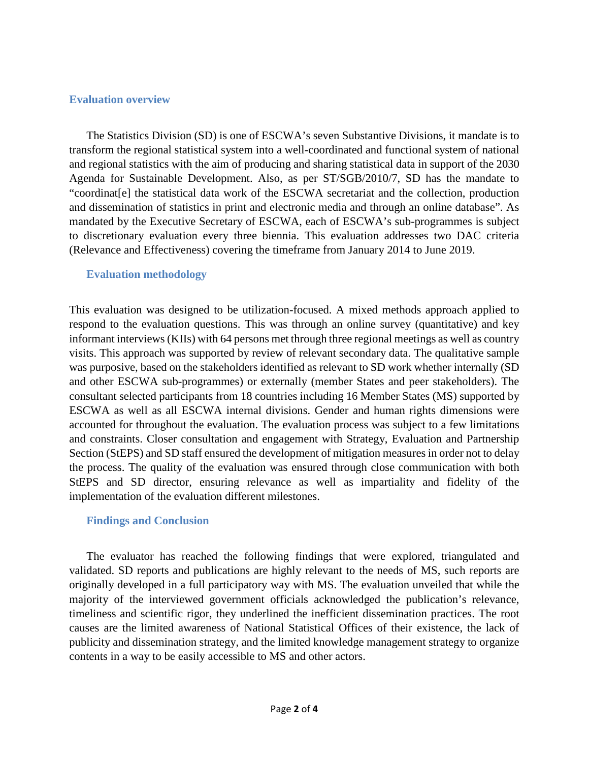## Evaluation overview

The Statistics Division (SD) is one of ESCWA's seven Substantive Divisions, it mandate is to transform the regional statistical system into a well-coordinated and functional system of national and regional statistics with the aim of producing and sharing statistical data in support of the 2030 Agenda for Sustainable Development. Also, as per ST/SGB/2010/7, SD has the mandate to "coordinat[e] the statistical data work of the ESCWA secretariat and the collection, production and dissemination of statistics in print and electronic media and through an online database". As mandated by the Executive Secretary of ESCWA, each of ESCWA's sub-programmes is subject to discretionary evaluation every three biennia. This evaluation addresses two DAC criteria (Relevance and Effectiveness) covering the timeframe from January 2014 to June 2019.

## Evaluation methodology

This evaluation was designed to be utilization-focused. A mixed methods approach applied to respond to the evaluation questions. This was through an online survey (quantitative) and key informant interviews (KIIs) with 64 persons met through three regional meetings as well as country visits. This approach was supported by review of relevant secondary data. The qualitative sample was purposive, based on the stakeholders identified as relevant to SD work whether internally (SD and other ESCWA sub-programmes) or externally (member States and peer stakeholders). The consultant selected participants from 18 countries including 16 Member States (MS) supported by ESCWA as well as all ESCWA internal divisions. Gender and human rights dimensions were accounted for throughout the evaluation. The evaluation process was subject to a few limitations and constraints. Closer consultation and engagement with Strategy, Evaluation and Partnership Section (StEPS) and SD staff ensured the development of mitigation measures in order not to delay the process. The quality of the evaluation was ensured through close communication with both StEPS and SD director, ensuring relevance as well as impartiality and fidelity of the implementation of the evaluation different milestones.

## Findings and Conclusion

The evaluator has reached the following findings that were explored, triangulated and validated. SD reports and publications are highly relevant to the needs of MS, such reports are originally developed in a full participatory way with MS. The evaluation unveiled that while the majority of the interviewed government officials acknowledged the publication's relevance, timeliness and scientific rigor, they underlined the inefficient dissemination practices. The root causes are the limited awareness of National Statistical Offices of their existence, the lack of publicity and dissemination strategy, and the limited knowledge management strategy to organize contents in a way to be easily accessible to MS and other actors.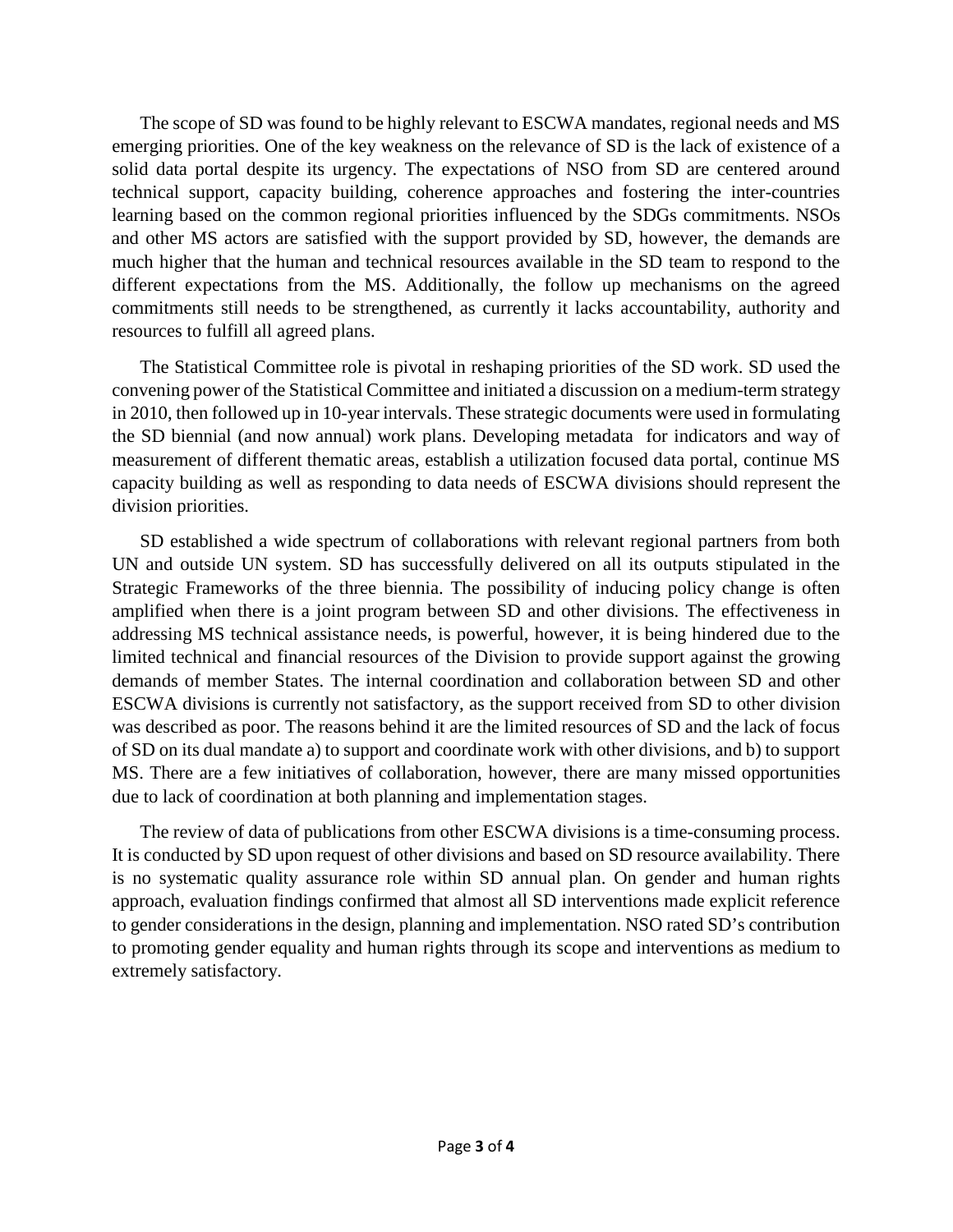The scope of SD was found to be highly relevant to ESCWA mandates, regional needs and MS emerging priorities. One of the key weakness on the relevance of SD is the lack of existence of a solid data portal despite its urgency. The expectations of NSO from SD are centered around technical support, capacity building, coherence approaches and fostering the inter-countries learning based on the common regional priorities influenced by the SDGs commitments. NSOs and other MS actors are satisfied with the support provided by SD, however, the demands are much higher that the human and technical resources available in the SD team to respond to the different expectations from the MS. Additionally, the follow up mechanisms on the agreed commitments still needs to be strengthened, as currently it lacks accountability, authority and resources to fulfill all agreed plans.

The Statistical Committee role is pivotal in reshaping priorities of the SD work. SD used the convening power of the Statistical Committee and initiated a discussion on a medium-term strategy in 2010, then followed up in 10-year intervals. These strategic documents were used in formulating the SD biennial (and now annual) work plans. Developing metadata for indicators and way of measurement of different thematic areas, establish a utilization focused data portal, continue MS capacity building as well as responding to data needs of ESCWA divisions should represent the division priorities.

SD established a wide spectrum of collaborations with relevant regional partners from both UN and outside UN system. SD has successfully delivered on all its outputs stipulated in the Strategic Frameworks of the three biennia. The possibility of inducing policy change is often amplified when there is a joint program between SD and other divisions. The effectiveness in addressing MS technical assistance needs, is powerful, however, it is being hindered due to the limited technical and financial resources of the Division to provide support against the growing demands of member States. The internal coordination and collaboration between SD and other ESCWA divisions is currently not satisfactory, as the support received from SD to other division was described as poor. The reasons behind it are the limited resources of SD and the lack of focus of SD on its dual mandate a) to support and coordinate work with other divisions, and b) to support MS. There are a few initiatives of collaboration, however, there are many missed opportunities due to lack of coordination at both planning and implementation stages.

The review of data of publications from other ESCWA divisions is a time-consuming process. It is conducted by SD upon request of other divisions and based on SD resource availability. There is no systematic quality assurance role within SD annual plan. On gender and human rights approach, evaluation findings confirmed that almost all SD interventions made explicit reference to gender considerations in the design, planning and implementation. NSO rated SD's contribution to promoting gender equality and human rights through its scope and interventions as medium to extremely satisfactory.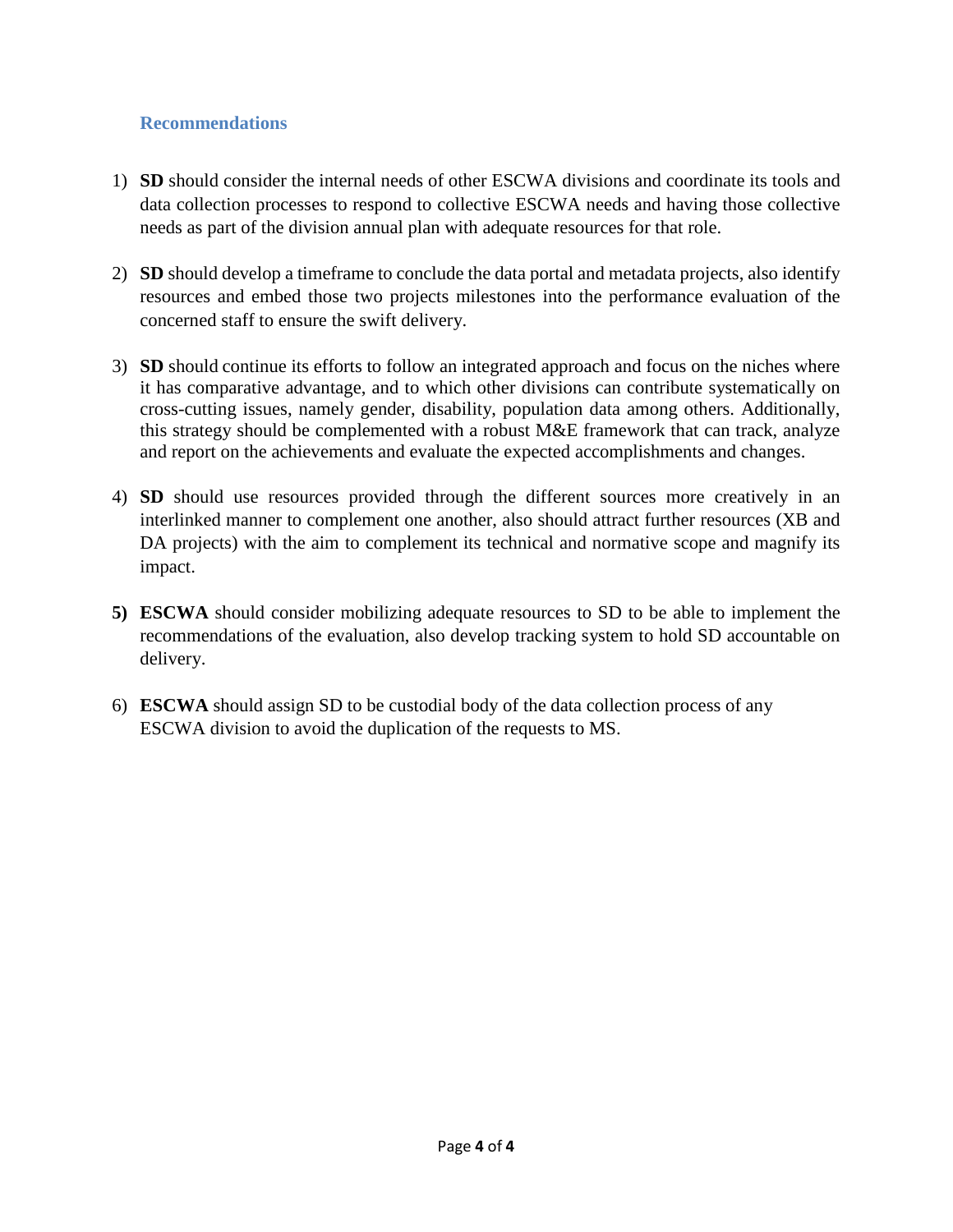### Recommendations

1) **SD** should consider the internal needs of other ESCWA divisions and coordinate its tools and data collection processes to respond to collective ESCWA needs and having those collective needs as part of the division annual plan with adequate resources for that role.

2) **SD** should develop a timeframe to conclude the data portal and metadata projects, also identify resources and embed those two projects milestones into the performance evaluation of the concerned staff to ensure the swift delivery.

3) **SD** should continue its efforts to follow an integrated approach and focus on the niches where it has comparative advantage, and to which other divisions can contribute systematically on cross-cutting issues, namely gender, disability, population data among others. Additionally, this strategy should be complemented with a robust M&E framework that can track, analyze and report on the achievements and evaluate the expected accomplishments and changes.

4) **SD** should use resources provided through the different sources more creatively in an interlinked manner to complement one another, also should attract further resources (XB and DA projects) with the aim to complement its technical and normative scope and magnify its impact.

5) **ESCWA** should consider mobilizing adequate resources to SD to be able to implement the recommendations of the evaluation, also develop tracking system to hold SD accountable on delivery.

6) **ESCWA** should assign SD to be custodial body of the data collection process of any ESCWA division to avoid the duplication of the requests to MS.